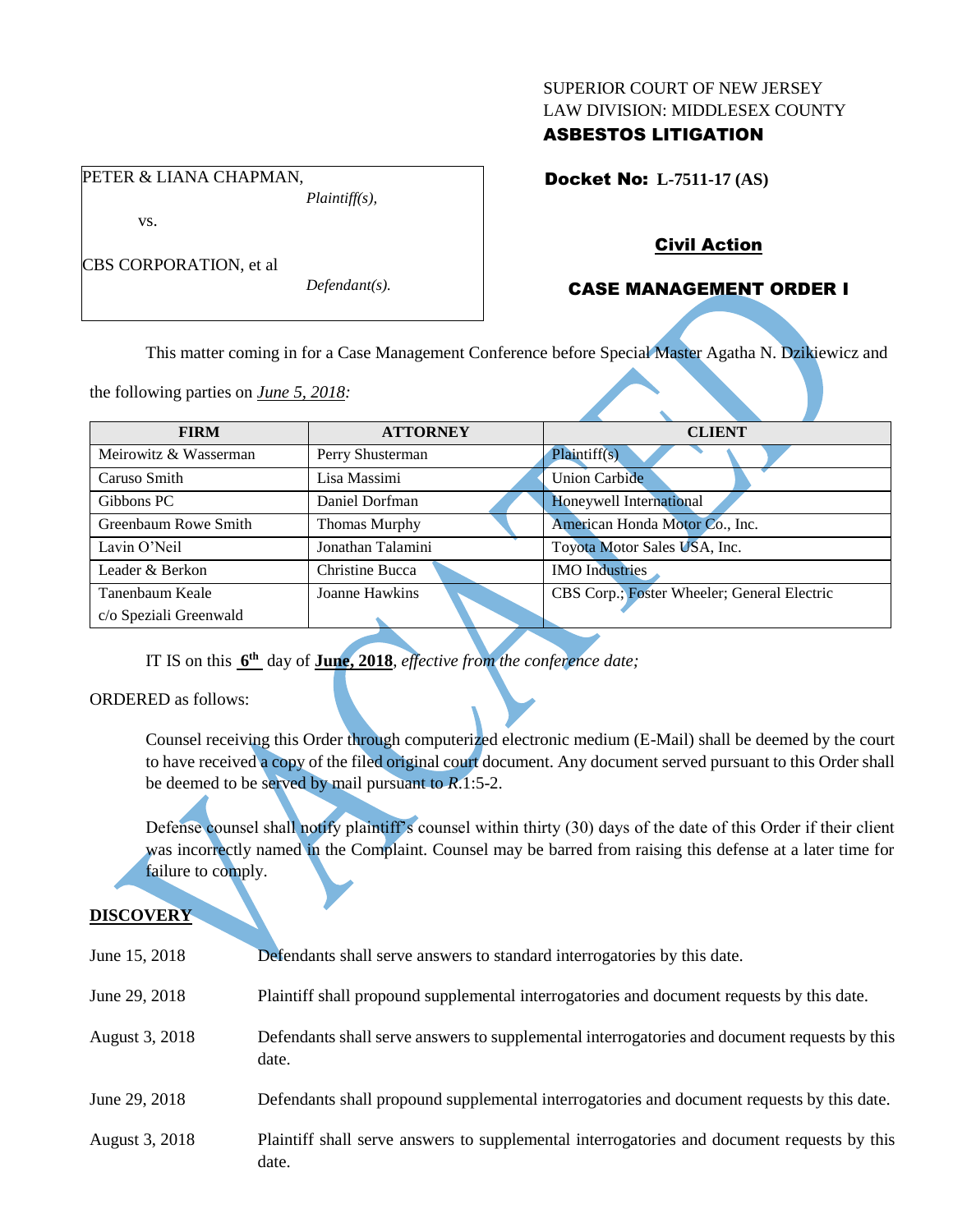SUPERIOR COURT OF NEW JERSEY
LAW DIVISION: MIDDLESEX COUNTY
**ASBESTOS LITIGATION**

PETER & LIANA CHAPMAN,
*Plaintiff(s),*

vs.

CBS CORPORATION, et al
*Defendant(s).*

**Docket No: L-7511-17 (AS)**

**Civil Action**

**CASE MANAGEMENT ORDER I**

This matter coming in for a Case Management Conference before Special Master Agatha N. Dzikiewicz and the following parties on *June 5, 2018:*

| FIRM | ATTORNEY | CLIENT |
|---|---|---|
| Meirowitz & Wasserman | Perry Shusterman | Plaintiff(s) |
| Caruso Smith | Lisa Massimi | Union Carbide |
| Gibbons PC | Daniel Dorfman | Honeywell International |
| Greenbaum Rowe Smith | Thomas Murphy | American Honda Motor Co., Inc. |
| Lavin O'Neil | Jonathan Talamini | Toyota Motor Sales USA, Inc. |
| Leader & Berkon | Christine Bucca | IMO Industries |
| Tanenbaum Keale c/o Speziali Greenwald | Joanne Hawkins | CBS Corp.; Foster Wheeler; General Electric |

IT IS on this **6th** day of **June, 2018**, *effective from the conference date;*

ORDERED as follows:

Counsel receiving this Order through computerized electronic medium (E-Mail) shall be deemed by the court to have received a copy of the filed original court document. Any document served pursuant to this Order shall be deemed to be served by mail pursuant to *R*.1:5-2.

Defense counsel shall notify plaintiff's counsel within thirty (30) days of the date of this Order if their client was incorrectly named in the Complaint. Counsel may be barred from raising this defense at a later time for failure to comply.

**DISCOVERY**

| | |
|---|---|
| June 15, 2018 | Defendants shall serve answers to standard interrogatories by this date. |
| June 29, 2018 | Plaintiff shall propound supplemental interrogatories and document requests by this date. |
| August 3, 2018 | Defendants shall serve answers to supplemental interrogatories and document requests by this date. |
| June 29, 2018 | Defendants shall propound supplemental interrogatories and document requests by this date. |
| August 3, 2018 | Plaintiff shall serve answers to supplemental interrogatories and document requests by this date. |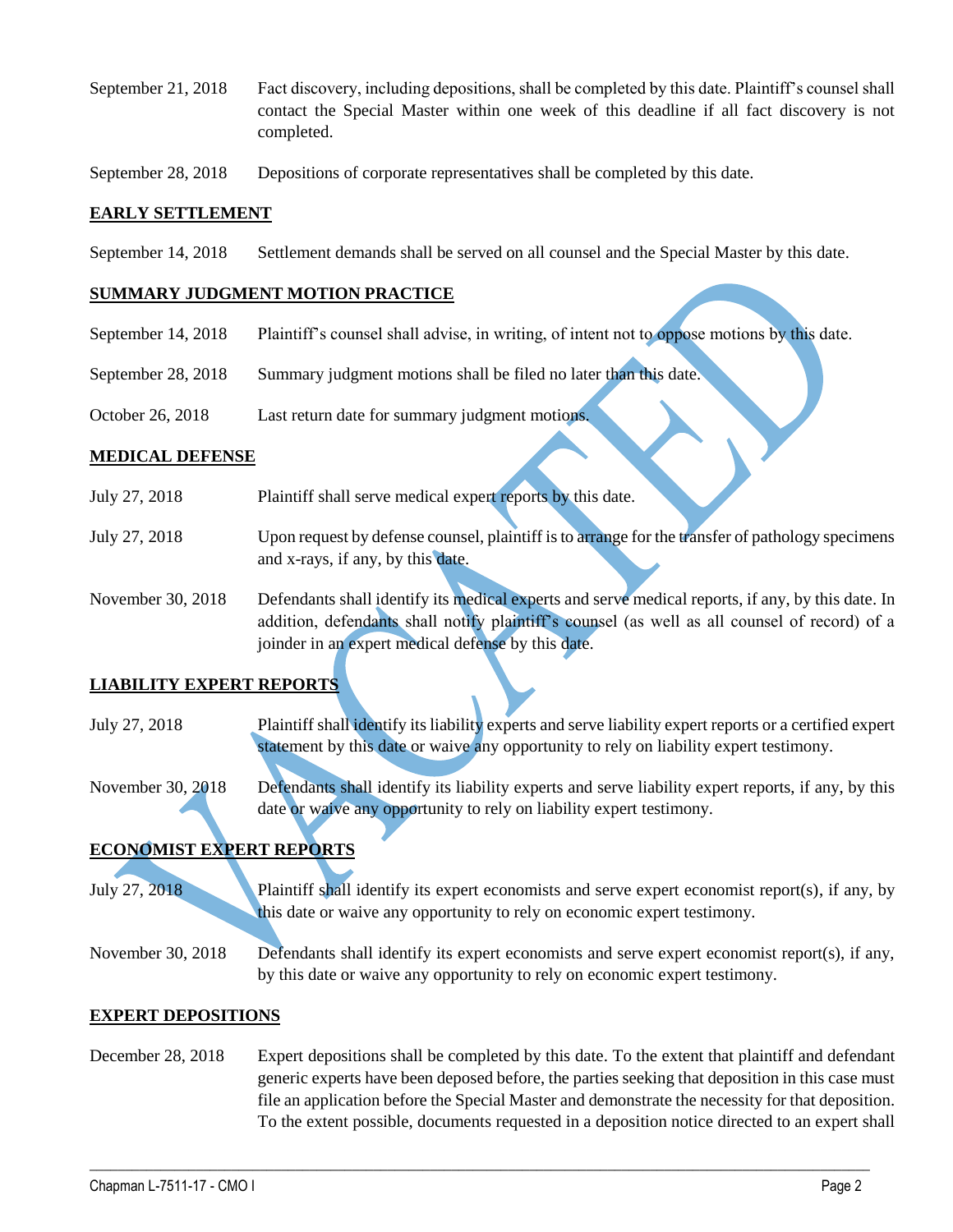| | |
|---|---|
| September 21, 2018 | Fact discovery, including depositions, shall be completed by this date. Plaintiff's counsel shall contact the Special Master within one week of this deadline if all fact discovery is not completed. |
| September 28, 2018 | Depositions of corporate representatives shall be completed by this date. |

**EARLY SETTLEMENT**

| | |
|---|---|
| September 14, 2018 | Settlement demands shall be served on all counsel and the Special Master by this date. |

**SUMMARY JUDGMENT MOTION PRACTICE**

| | |
|---|---|
| September 14, 2018 | Plaintiff's counsel shall advise, in writing, of intent not to oppose motions by this date. |
| September 28, 2018 | Summary judgment motions shall be filed no later than this date. |
| October 26, 2018 | Last return date for summary judgment motions. |

**MEDICAL DEFENSE**

| | |
|---|---|
| July 27, 2018 | Plaintiff shall serve medical expert reports by this date. |
| July 27, 2018 | Upon request by defense counsel, plaintiff is to arrange for the transfer of pathology specimens and x-rays, if any, by this date. |
| November 30, 2018 | Defendants shall identify its medical experts and serve medical reports, if any, by this date. In addition, defendants shall notify plaintiff's counsel (as well as all counsel of record) of a joinder in an expert medical defense by this date. |

**LIABILITY EXPERT REPORTS**

| | |
|---|---|
| July 27, 2018 | Plaintiff shall identify its liability experts and serve liability expert reports or a certified expert statement by this date or waive any opportunity to rely on liability expert testimony. |
| November 30, 2018 | Defendants shall identify its liability experts and serve liability expert reports, if any, by this date or waive any opportunity to rely on liability expert testimony. |

**ECONOMIST EXPERT REPORTS**

| | |
|---|---|
| July 27, 2018 | Plaintiff shall identify its expert economists and serve expert economist report(s), if any, by this date or waive any opportunity to rely on economic expert testimony. |
| November 30, 2018 | Defendants shall identify its expert economists and serve expert economist report(s), if any, by this date or waive any opportunity to rely on economic expert testimony. |

**EXPERT DEPOSITIONS**

| | |
|---|---|
| December 28, 2018 | Expert depositions shall be completed by this date. To the extent that plaintiff and defendant generic experts have been deposed before, the parties seeking that deposition in this case must file an application before the Special Master and demonstrate the necessity for that deposition. To the extent possible, documents requested in a deposition notice directed to an expert shall |

VACATED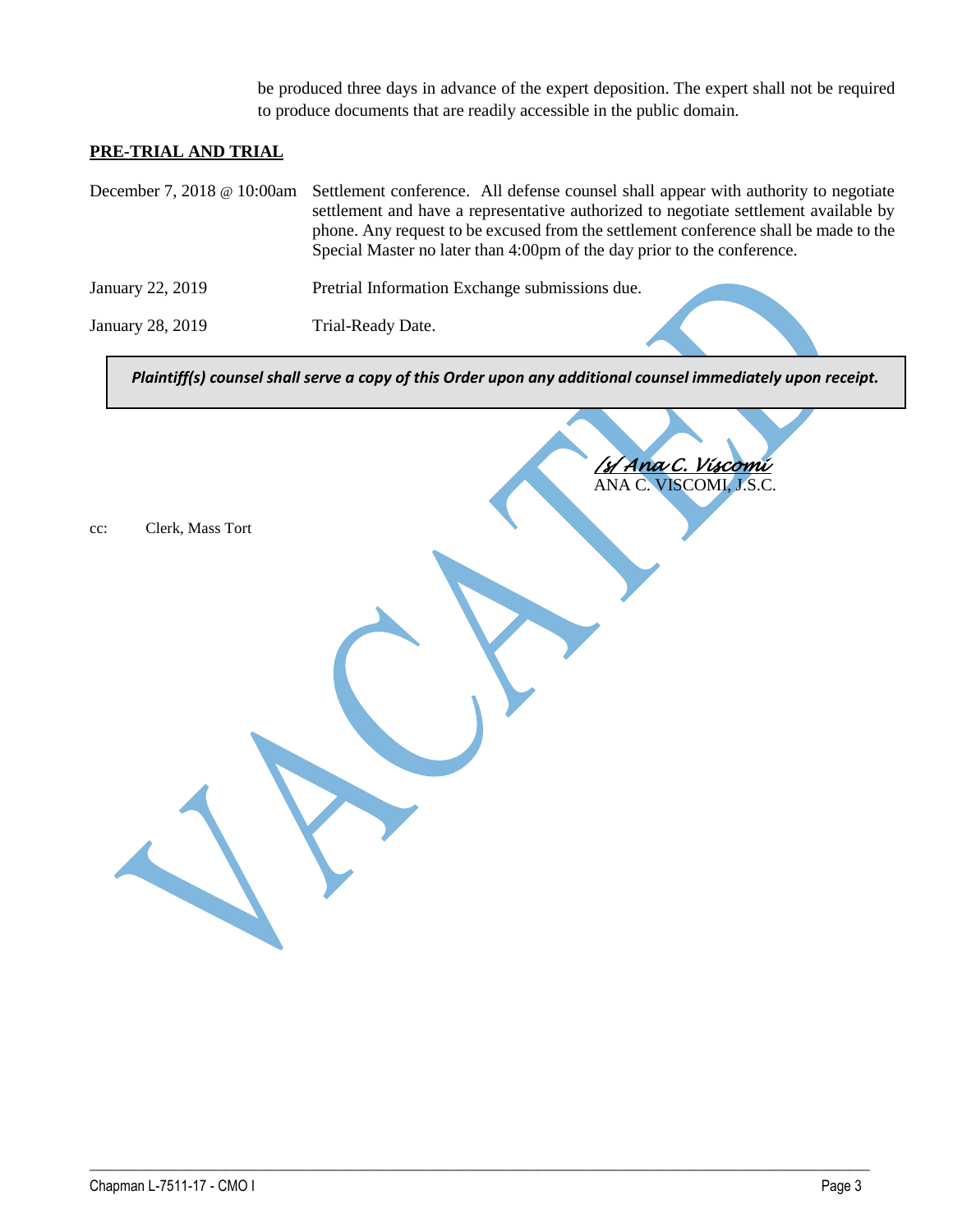be produced three days in advance of the expert deposition. The expert shall not be required to produce documents that are readily accessible in the public domain.

**PRE-TRIAL AND TRIAL**

| | |
|---|---|
| December 7, 2018 @ 10:00am | Settlement conference. All defense counsel shall appear with authority to negotiate settlement and have a representative authorized to negotiate settlement available by phone. Any request to be excused from the settlement conference shall be made to the Special Master no later than 4:00pm of the day prior to the conference. |
| January 22, 2019 | Pretrial Information Exchange submissions due. |
| January 28, 2019 | Trial-Ready Date. |

***Plaintiff(s) counsel shall serve a copy of this Order upon any additional counsel immediately upon receipt.***

VACATED

/s/ Ana C. Viscomi
ANA C. VISCOMI, J.S.C.

cc: Clerk, Mass Tort

Chapman L-7511-17 - CMO I